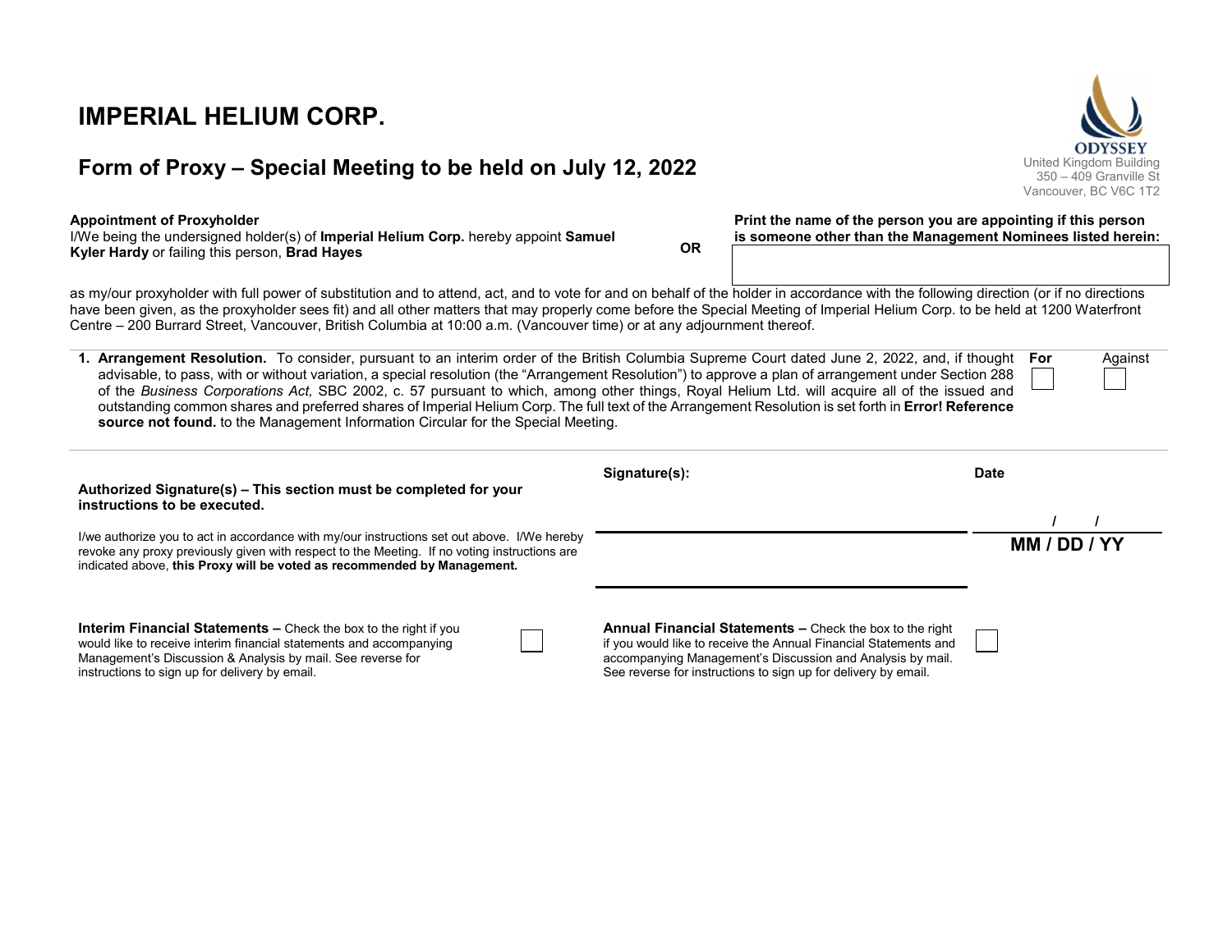# IMPERIAL HELIUM CORP.

## Form of Proxy – Special Meeting to be held on July 12, 2022

ODYSSEY
United Kingdom Building
350 – 409 Granville St
Vancouver, BC V6C 1T2

**Appointment of Proxyholder**
I/We being the undersigned holder(s) of **Imperial Helium Corp.** hereby appoint **Samuel Kyler Hardy** or failing this person, **Brad Hayes**

**OR**

**Print the name of the person you are appointing if this person is someone other than the Management Nominees listed herein:**

as my/our proxyholder with full power of substitution and to attend, act, and to vote for and on behalf of the holder in accordance with the following direction (or if no directions have been given, as the proxyholder sees fit) and all other matters that may properly come before the Special Meeting of Imperial Helium Corp. to be held at 1200 Waterfront Centre – 200 Burrard Street, Vancouver, British Columbia at 10:00 a.m. (Vancouver time) or at any adjournment thereof.

| | For | Against |
|---|---|---|
| **1. Arrangement Resolution.** To consider, pursuant to an interim order of the British Columbia Supreme Court dated June 2, 2022, and, if thought advisable, to pass, with or without variation, a special resolution (the "Arrangement Resolution") to approve a plan of arrangement under Section 288 of the *Business Corporations Act,* SBC 2002, c. 57 pursuant to which, among other things, Royal Helium Ltd. will acquire all of the issued and outstanding common shares and preferred shares of Imperial Helium Corp. The full text of the Arrangement Resolution is set forth in **Error! Reference source not found.** to the Management Information Circular for the Special Meeting. | ☐ | ☐ |

**Authorized Signature(s) – This section must be completed for your instructions to be executed.**

I/we authorize you to act in accordance with my/our instructions set out above. I/We hereby revoke any proxy previously given with respect to the Meeting. If no voting instructions are indicated above, **this Proxy will be voted as recommended by Management.**

**Signature(s):**

**Date**

/ /
**MM / DD / YY**

**Interim Financial Statements –** Check the box to the right if you would like to receive interim financial statements and accompanying Management's Discussion & Analysis by mail. See reverse for instructions to sign up for delivery by email. ☐

**Annual Financial Statements –** Check the box to the right if you would like to receive the Annual Financial Statements and accompanying Management's Discussion and Analysis by mail. See reverse for instructions to sign up for delivery by email. ☐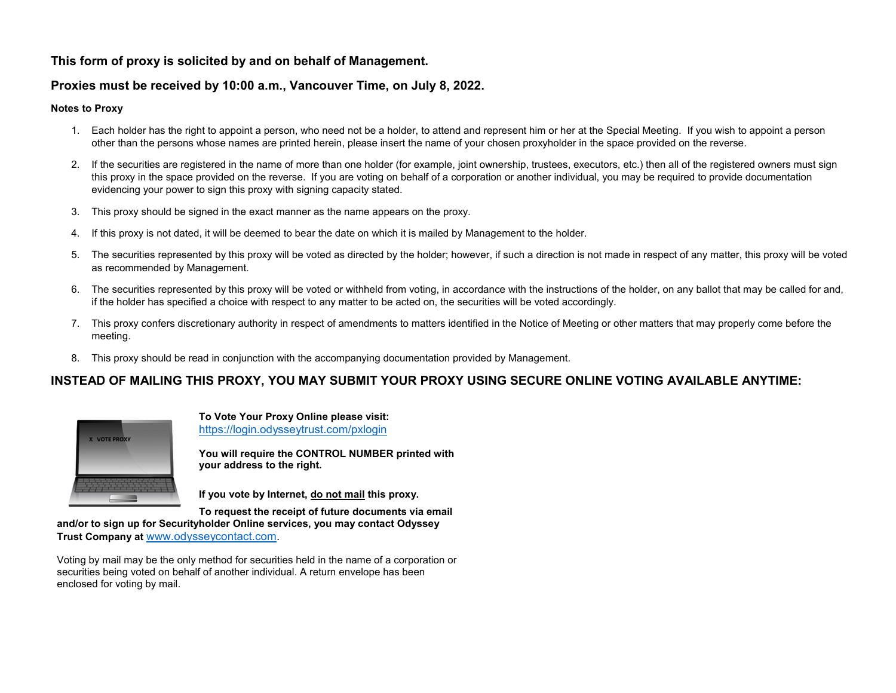**This form of proxy is solicited by and on behalf of Management.**

**Proxies must be received by 10:00 a.m., Vancouver Time, on July 8, 2022.**

**Notes to Proxy**

1. Each holder has the right to appoint a person, who need not be a holder, to attend and represent him or her at the Special Meeting. If you wish to appoint a person other than the persons whose names are printed herein, please insert the name of your chosen proxyholder in the space provided on the reverse.
2. If the securities are registered in the name of more than one holder (for example, joint ownership, trustees, executors, etc.) then all of the registered owners must sign this proxy in the space provided on the reverse. If you are voting on behalf of a corporation or another individual, you may be required to provide documentation evidencing your power to sign this proxy with signing capacity stated.
3. This proxy should be signed in the exact manner as the name appears on the proxy.
4. If this proxy is not dated, it will be deemed to bear the date on which it is mailed by Management to the holder.
5. The securities represented by this proxy will be voted as directed by the holder; however, if such a direction is not made in respect of any matter, this proxy will be voted as recommended by Management.
6. The securities represented by this proxy will be voted or withheld from voting, in accordance with the instructions of the holder, on any ballot that may be called for and, if the holder has specified a choice with respect to any matter to be acted on, the securities will be voted accordingly.
7. This proxy confers discretionary authority in respect of amendments to matters identified in the Notice of Meeting or other matters that may properly come before the meeting.
8. This proxy should be read in conjunction with the accompanying documentation provided by Management.

## INSTEAD OF MAILING THIS PROXY, YOU MAY SUBMIT YOUR PROXY USING SECURE ONLINE VOTING AVAILABLE ANYTIME:

X VOTE PROXY

**To Vote Your Proxy Online please visit:**
https://login.odysseytrust.com/pxlogin

**You will require the CONTROL NUMBER printed with your address to the right.**

**If you vote by Internet, do not mail this proxy.**

**To request the receipt of future documents via email and/or to sign up for Securityholder Online services, you may contact Odyssey Trust Company at** www.odysseycontact.com.

Voting by mail may be the only method for securities held in the name of a corporation or securities being voted on behalf of another individual. A return envelope has been enclosed for voting by mail.